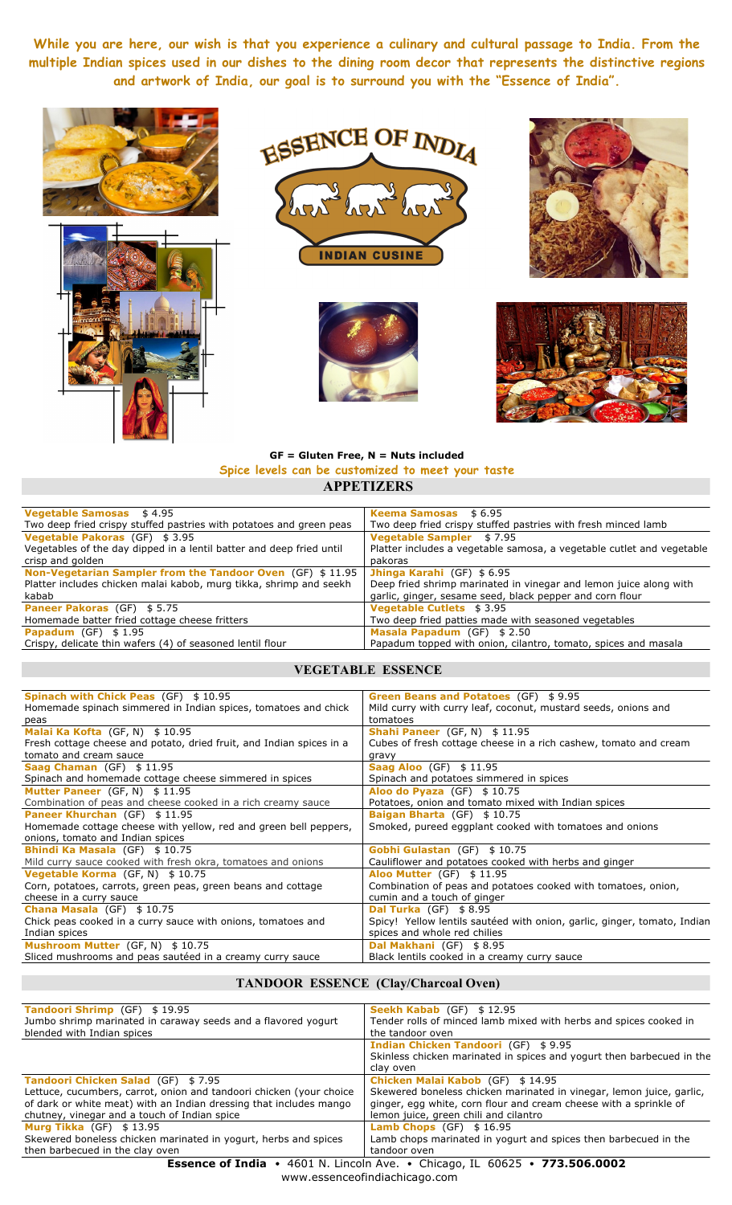**While you are here, our wish is that you experience a culinary and cultural passage to India. From the multiple Indian spices used in our dishes to the dining room decor that represents the distinctive regions and artwork of India, our goal is to surround you with the "Essence of India".**

ESSENCE OF INDIA

INDIAN CUSINE

**GF = Gluten Free, N = Nuts included**

**Spice levels can be customized to meet your taste**

## APPETIZERS

| | |
|---|---|
| **Vegetable Samosas** $ 4.95<br>Two deep fried crispy stuffed pastries with potatoes and green peas | **Keema Samosas** $ 6.95<br>Two deep fried crispy stuffed pastries with fresh minced lamb |
| **Vegetable Pakoras** (GF) $ 3.95<br>Vegetables of the day dipped in a lentil batter and deep fried until crisp and golden | **Vegetable Sampler** $ 7.95<br>Platter includes a vegetable samosa, a vegetable cutlet and vegetable pakoras |
| **Non-Vegetarian Sampler from the Tandoor Oven** (GF) $ 11.95<br>Platter includes chicken malai kabob, murg tikka, shrimp and seekh kabab | **Jhinga Karahi** (GF) $ 6.95<br>Deep fried shrimp marinated in vinegar and lemon juice along with garlic, ginger, sesame seed, black pepper and corn flour |
| **Paneer Pakoras** (GF) $ 5.75<br>Homemade batter fried cottage cheese fritters | **Vegetable Cutlets** $ 3.95<br>Two deep fried patties made with seasoned vegetables |
| **Papadum** (GF) $ 1.95<br>Crispy, delicate thin wafers (4) of seasoned lentil flour | **Masala Papadum** (GF) $ 2.50<br>Papadum topped with onion, cilantro, tomato, spices and masala |

## VEGETABLE ESSENCE

| | |
|---|---|
| **Spinach with Chick Peas** (GF) $ 10.95<br>Homemade spinach simmered in Indian spices, tomatoes and chick peas | **Green Beans and Potatoes** (GF) $ 9.95<br>Mild curry with curry leaf, coconut, mustard seeds, onions and tomatoes |
| **Malai Ka Kofta** (GF, N) $ 10.95<br>Fresh cottage cheese and potato, dried fruit, and Indian spices in a tomato and cream sauce | **Shahi Paneer** (GF, N) $ 11.95<br>Cubes of fresh cottage cheese in a rich cashew, tomato and cream gravy |
| **Saag Chaman** (GF) $ 11.95<br>Spinach and homemade cottage cheese simmered in spices | **Saag Aloo** (GF) $ 11.95<br>Spinach and potatoes simmered in spices |
| **Mutter Paneer** (GF, N) $ 11.95<br>Combination of peas and cheese cooked in a rich creamy sauce | **Aloo do Pyaza** (GF) $ 10.75<br>Potatoes, onion and tomato mixed with Indian spices |
| **Paneer Khurchan** (GF) $ 11.95<br>Homemade cottage cheese with yellow, red and green bell peppers, onions, tomato and Indian spices | **Baigan Bharta** (GF) $ 10.75<br>Smoked, pureed eggplant cooked with tomatoes and onions |
| **Bhindi Ka Masala** (GF) $ 10.75<br>Mild curry sauce cooked with fresh okra, tomatoes and onions | **Gobhi Gulastan** (GF) $ 10.75<br>Cauliflower and potatoes cooked with herbs and ginger |
| **Vegetable Korma** (GF, N) $ 10.75<br>Corn, potatoes, carrots, green peas, green beans and cottage cheese in a curry sauce | **Aloo Mutter** (GF) $ 11.95<br>Combination of peas and potatoes cooked with tomatoes, onion, cumin and a touch of ginger |
| **Chana Masala** (GF) $ 10.75<br>Chick peas cooked in a curry sauce with onions, tomatoes and Indian spices | **Dal Turka** (GF) $ 8.95<br>Spicy! Yellow lentils sautéed with onion, garlic, ginger, tomato, Indian spices and whole red chilies |
| **Mushroom Mutter** (GF, N) $ 10.75<br>Sliced mushrooms and peas sautéed in a creamy curry sauce | **Dal Makhani** (GF) $ 8.95<br>Black lentils cooked in a creamy curry sauce |

## TANDOOR ESSENCE (Clay/Charcoal Oven)

| | |
|---|---|
| **Tandoori Shrimp** (GF) $ 19.95<br>Jumbo shrimp marinated in caraway seeds and a flavored yogurt blended with Indian spices | **Seekh Kabab** (GF) $ 12.95<br>Tender rolls of minced lamb mixed with herbs and spices cooked in the tandoor oven |
| | **Indian Chicken Tandoori** (GF) $ 9.95<br>Skinless chicken marinated in spices and yogurt then barbecued in the clay oven |
| **Tandoori Chicken Salad** (GF) $ 7.95<br>Lettuce, cucumbers, carrot, onion and tandoori chicken (your choice of dark or white meat) with an Indian dressing that includes mango chutney, vinegar and a touch of Indian spice | **Chicken Malai Kabob** (GF) $ 14.95<br>Skewered boneless chicken marinated in vinegar, lemon juice, garlic, ginger, egg white, corn flour and cream cheese with a sprinkle of lemon juice, green chili and cilantro |
| **Murg Tikka** (GF) $ 13.95<br>Skewered boneless chicken marinated in yogurt, herbs and spices then barbecued in the clay oven | **Lamb Chops** (GF) $ 16.95<br>Lamb chops marinated in yogurt and spices then barbecued in the tandoor oven |

**Essence of India** • 4601 N. Lincoln Ave. • Chicago, IL 60625 • **773.506.0002**

www.essenceofindiachicago.com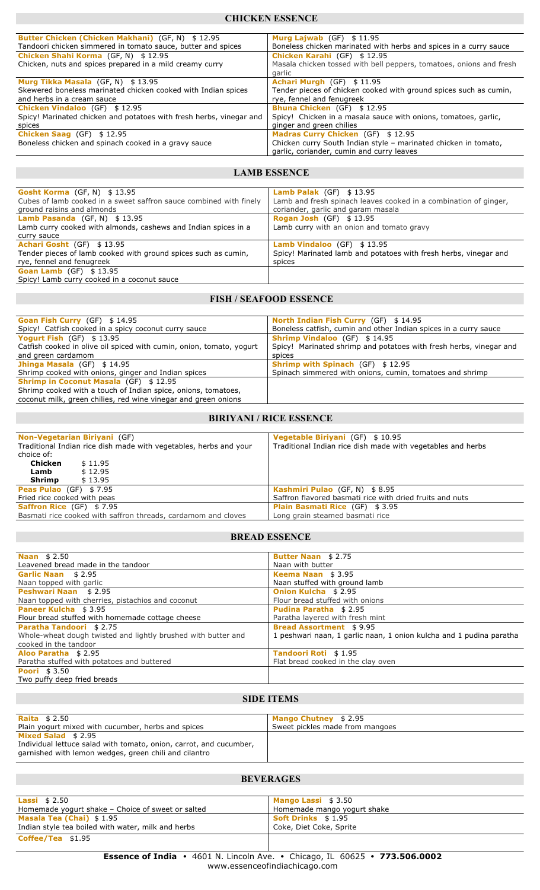## CHICKEN ESSENCE

**Butter Chicken (Chicken Makhani)** (GF, N) $ 12.95
Tandoori chicken simmered in tomato sauce, butter and spices

**Chicken Shahi Korma** (GF, N) $ 12.95
Chicken, nuts and spices prepared in a mild creamy curry

**Murg Tikka Masala** (GF, N) $ 13.95
Skewered boneless marinated chicken cooked with Indian spices and herbs in a cream sauce

**Chicken Vindaloo** (GF) $ 12.95
Spicy! Marinated chicken and potatoes with fresh herbs, vinegar and spices

**Chicken Saag** (GF) $ 12.95
Boneless chicken and spinach cooked in a gravy sauce

**Murg Lajwab** (GF) $ 11.95
Boneless chicken marinated with herbs and spices in a curry sauce

**Chicken Karahi** (GF) $ 12.95
Masala chicken tossed with bell peppers, tomatoes, onions and fresh garlic

**Achari Murgh** (GF) $ 11.95
Tender pieces of chicken cooked with ground spices such as cumin, rye, fennel and fenugreek

**Bhuna Chicken** (GF) $ 12.95
Spicy! Chicken in a masala sauce with onions, tomatoes, garlic, ginger and green chilies

**Madras Curry Chicken** (GF) $ 12.95
Chicken curry South Indian style – marinated chicken in tomato, garlic, coriander, cumin and curry leaves

## LAMB ESSENCE

**Gosht Korma** (GF, N) $ 13.95
Cubes of lamb cooked in a sweet saffron sauce combined with finely ground raisins and almonds

**Lamb Pasanda** (GF, N) $ 13.95
Lamb curry cooked with almonds, cashews and Indian spices in a curry sauce

**Achari Gosht** (GF) $ 13.95
Tender pieces of lamb cooked with ground spices such as cumin, rye, fennel and fenugreek

**Goan Lamb** (GF) $ 13.95
Spicy! Lamb curry cooked in a coconut sauce

**Lamb Palak** (GF) $ 13.95
Lamb and fresh spinach leaves cooked in a combination of ginger, coriander, garlic and garam masala

**Rogan Josh** (GF) $ 13.95
Lamb curry with an onion and tomato gravy

**Lamb Vindaloo** (GF) $ 13.95
Spicy! Marinated lamb and potatoes with fresh herbs, vinegar and spices

## FISH / SEAFOOD ESSENCE

**Goan Fish Curry** (GF) $ 14.95
Spicy! Catfish cooked in a spicy coconut curry sauce

**Yogurt Fish** (GF) $ 13.95
Catfish cooked in olive oil spiced with cumin, onion, tomato, yogurt and green cardamom

**Jhinga Masala** (GF) $ 14.95
Shrimp cooked with onions, ginger and Indian spices

**Shrimp in Coconut Masala** (GF) $ 12.95
Shrimp cooked with a touch of Indian spice, onions, tomatoes, coconut milk, green chilies, red wine vinegar and green onions

**North Indian Fish Curry** (GF) $ 14.95
Boneless catfish, cumin and other Indian spices in a curry sauce

**Shrimp Vindaloo** (GF) $ 14.95
Spicy! Marinated shrimp and potatoes with fresh herbs, vinegar and spices

**Shrimp with Spinach** (GF) $ 12.95
Spinach simmered with onions, cumin, tomatoes and shrimp

## BIRIYANI / RICE ESSENCE

**Non-Vegetarian Biriyani** (GF)
Traditional Indian rice dish made with vegetables, herbs and your choice of:

| | |
|---|---|
| **Chicken** | $ 11.95 |
| **Lamb** | $ 12.95 |
| **Shrimp** | $ 13.95 |

**Peas Pulao** (GF) $ 7.95
Fried rice cooked with peas

**Saffron Rice** (GF) $ 7.95
Basmati rice cooked with saffron threads, cardamom and cloves

**Vegetable Biriyani** (GF) $ 10.95
Traditional Indian rice dish made with vegetables and herbs

**Kashmiri Pulao** (GF, N) $ 8.95
Saffron flavored basmati rice with dried fruits and nuts

**Plain Basmati Rice** (GF) $ 3.95
Long grain steamed basmati rice

## BREAD ESSENCE

**Naan** $ 2.50
Leavened bread made in the tandoor

**Garlic Naan** $ 2.95
Naan topped with garlic

**Peshwari Naan** $ 2.95
Naan topped with cherries, pistachios and coconut

**Paneer Kulcha** $ 3.95
Flour bread stuffed with homemade cottage cheese

**Paratha Tandoori** $ 2.75
Whole-wheat dough twisted and lightly brushed with butter and cooked in the tandoor

**Aloo Paratha** $ 2.95
Paratha stuffed with potatoes and buttered

**Poori** $ 3.50
Two puffy deep fried breads

**Butter Naan** $ 2.75
Naan with butter

**Keema Naan** $ 3.95
Naan stuffed with ground lamb

**Onion Kulcha** $ 2.95
Flour bread stuffed with onions

**Pudina Paratha** $ 2.95
Paratha layered with fresh mint

**Bread Assortment** $ 9.95
1 peshwari naan, 1 garlic naan, 1 onion kulcha and 1 pudina paratha

**Tandoori Roti** $ 1.95
Flat bread cooked in the clay oven

## SIDE ITEMS

**Raita** $ 2.50
Plain yogurt mixed with cucumber, herbs and spices

**Mixed Salad** $ 2.95
Individual lettuce salad with tomato, onion, carrot, and cucumber, garnished with lemon wedges, green chili and cilantro

**Mango Chutney** $ 2.95
Sweet pickles made from mangoes

## BEVERAGES

**Lassi** $ 2.50
Homemade yogurt shake – Choice of sweet or salted

**Masala Tea (Chai)** $ 1.95
Indian style tea boiled with water, milk and herbs

**Coffee/Tea** $1.95

**Mango Lassi** $ 3.50
Homemade mango yogurt shake

**Soft Drinks** $ 1.95
Coke, Diet Coke, Sprite

**Essence of India** • 4601 N. Lincoln Ave. • Chicago, IL 60625 • **773.506.0002**
www.essenceofindiachicago.com